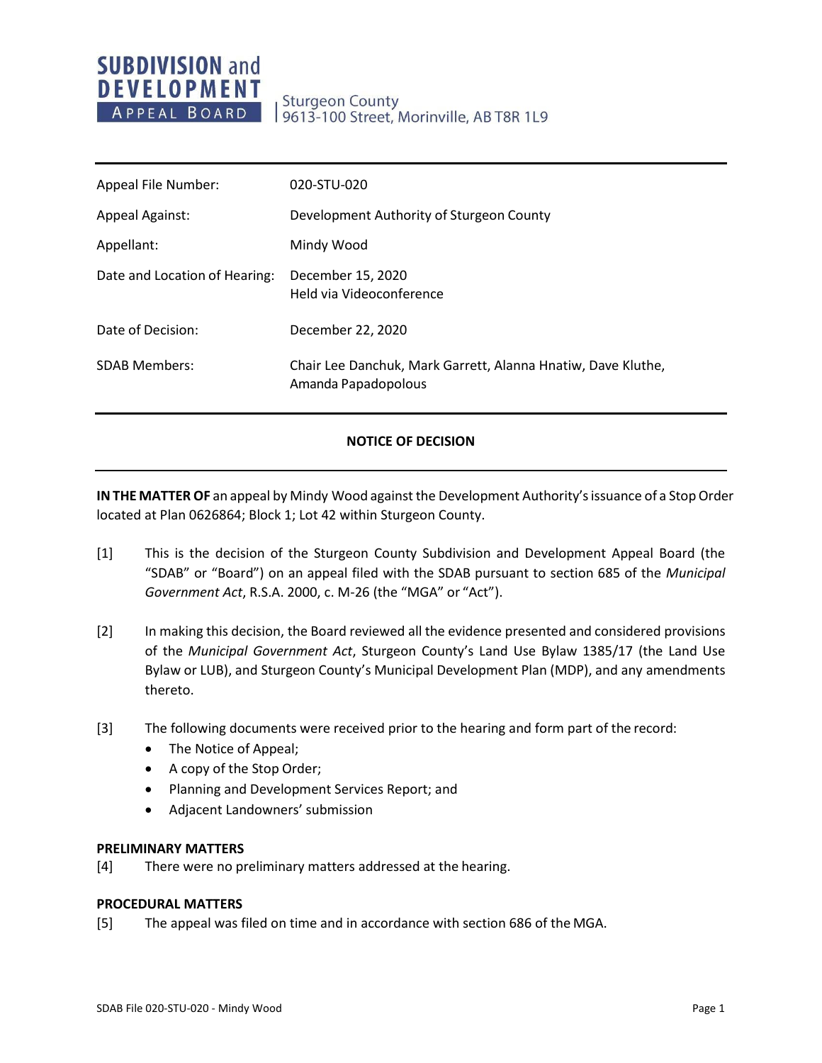**SUBDIVISION and DEVELOPMENT APPEAL BOARD**

Sturgeon County
9613-100 Street, Morinville, AB T8R 1L9

| | |
|---|---|
| Appeal File Number: | 020-STU-020 |
| Appeal Against: | Development Authority of Sturgeon County |
| Appellant: | Mindy Wood |
| Date and Location of Hearing: | December 15, 2020<br>Held via Videoconference |
| Date of Decision: | December 22, 2020 |
| SDAB Members: | Chair Lee Danchuk, Mark Garrett, Alanna Hnatiw, Dave Kluthe, Amanda Papadopolous |

## NOTICE OF DECISION

**IN THE MATTER OF** an appeal by Mindy Wood against the Development Authority's issuance of a Stop Order located at Plan 0626864; Block 1; Lot 42 within Sturgeon County.

[1] This is the decision of the Sturgeon County Subdivision and Development Appeal Board (the "SDAB" or "Board") on an appeal filed with the SDAB pursuant to section 685 of the *Municipal Government Act*, R.S.A. 2000, c. M-26 (the "MGA" or "Act").

[2] In making this decision, the Board reviewed all the evidence presented and considered provisions of the *Municipal Government Act*, Sturgeon County's Land Use Bylaw 1385/17 (the Land Use Bylaw or LUB), and Sturgeon County's Municipal Development Plan (MDP), and any amendments thereto.

[3] The following documents were received prior to the hearing and form part of the record:

- The Notice of Appeal;
- A copy of the Stop Order;
- Planning and Development Services Report; and
- Adjacent Landowners' submission

**PRELIMINARY MATTERS**

[4] There were no preliminary matters addressed at the hearing.

**PROCEDURAL MATTERS**

[5] The appeal was filed on time and in accordance with section 686 of the MGA.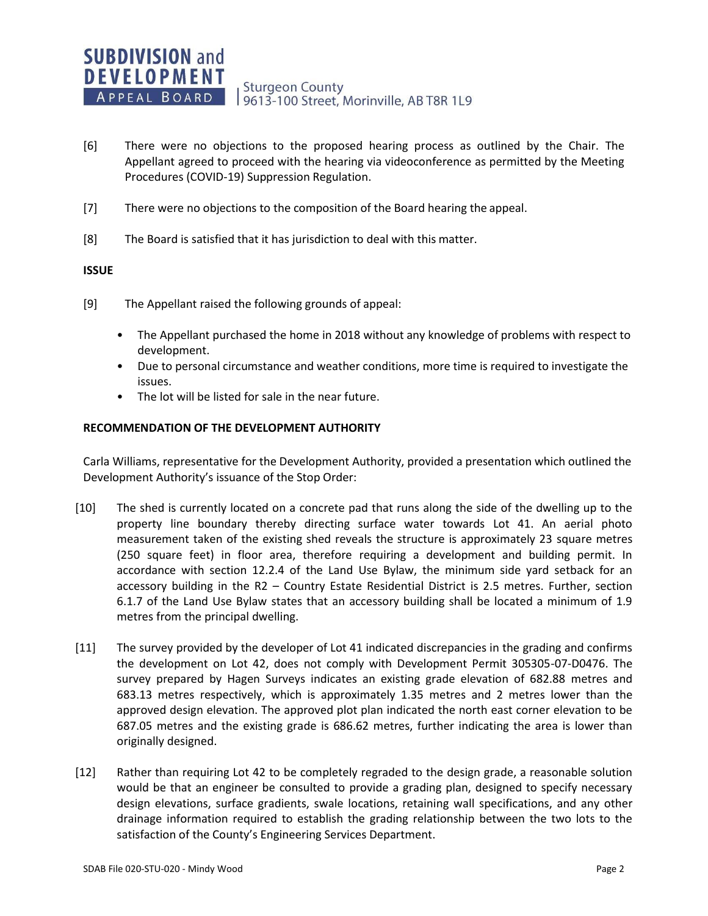[6] There were no objections to the proposed hearing process as outlined by the Chair. The Appellant agreed to proceed with the hearing via videoconference as permitted by the Meeting Procedures (COVID-19) Suppression Regulation.

[7] There were no objections to the composition of the Board hearing the appeal.

[8] The Board is satisfied that it has jurisdiction to deal with this matter.

## ISSUE

[9] The Appellant raised the following grounds of appeal:

- The Appellant purchased the home in 2018 without any knowledge of problems with respect to development.
- Due to personal circumstance and weather conditions, more time is required to investigate the issues.
- The lot will be listed for sale in the near future.

## RECOMMENDATION OF THE DEVELOPMENT AUTHORITY

Carla Williams, representative for the Development Authority, provided a presentation which outlined the Development Authority's issuance of the Stop Order:

[10] The shed is currently located on a concrete pad that runs along the side of the dwelling up to the property line boundary thereby directing surface water towards Lot 41. An aerial photo measurement taken of the existing shed reveals the structure is approximately 23 square metres (250 square feet) in floor area, therefore requiring a development and building permit. In accordance with section 12.2.4 of the Land Use Bylaw, the minimum side yard setback for an accessory building in the R2 – Country Estate Residential District is 2.5 metres. Further, section 6.1.7 of the Land Use Bylaw states that an accessory building shall be located a minimum of 1.9 metres from the principal dwelling.

[11] The survey provided by the developer of Lot 41 indicated discrepancies in the grading and confirms the development on Lot 42, does not comply with Development Permit 305305-07-D0476. The survey prepared by Hagen Surveys indicates an existing grade elevation of 682.88 metres and 683.13 metres respectively, which is approximately 1.35 metres and 2 metres lower than the approved design elevation. The approved plot plan indicated the north east corner elevation to be 687.05 metres and the existing grade is 686.62 metres, further indicating the area is lower than originally designed.

[12] Rather than requiring Lot 42 to be completely regraded to the design grade, a reasonable solution would be that an engineer be consulted to provide a grading plan, designed to specify necessary design elevations, surface gradients, swale locations, retaining wall specifications, and any other drainage information required to establish the grading relationship between the two lots to the satisfaction of the County's Engineering Services Department.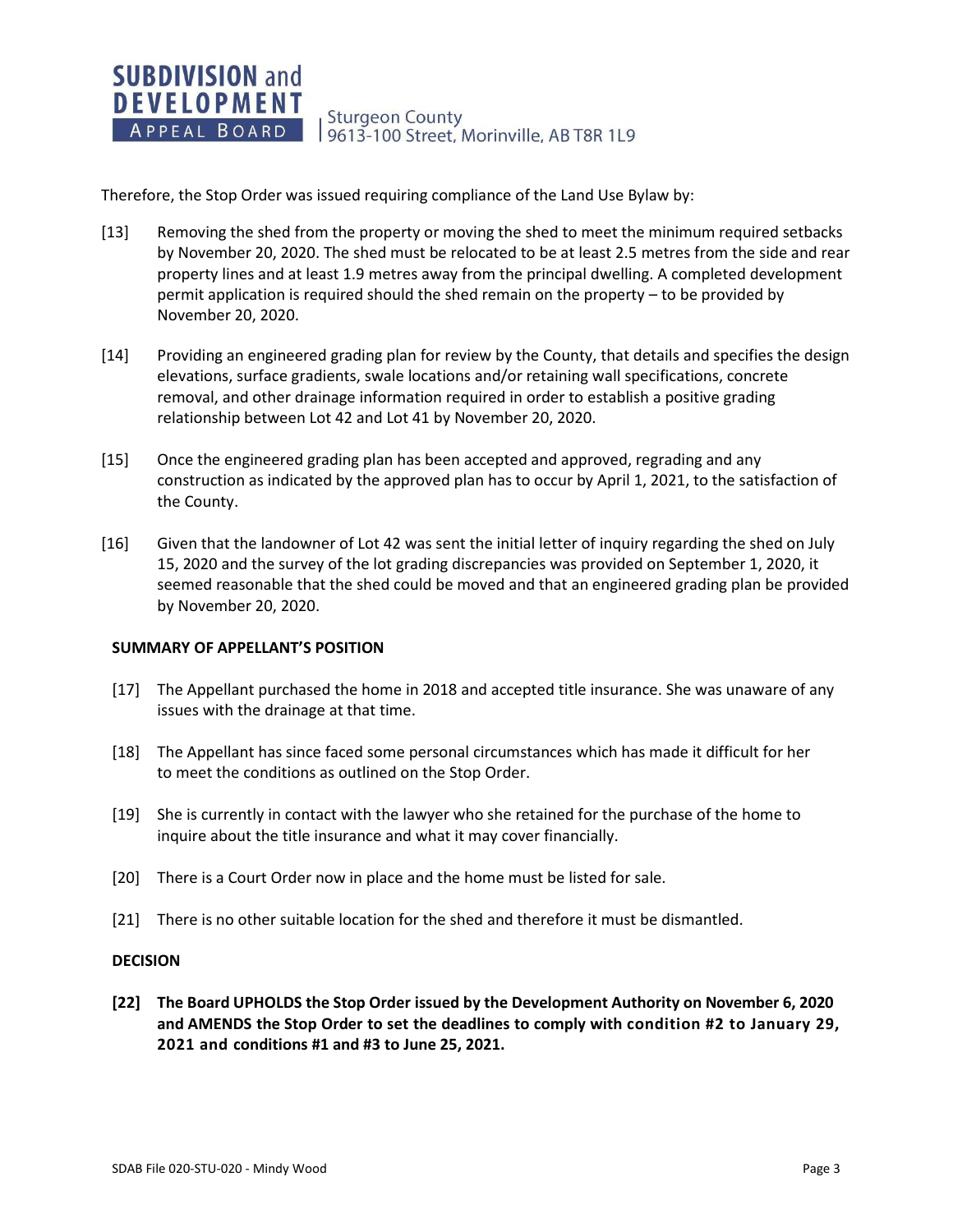Therefore, the Stop Order was issued requiring compliance of the Land Use Bylaw by:

[13] Removing the shed from the property or moving the shed to meet the minimum required setbacks by November 20, 2020. The shed must be relocated to be at least 2.5 metres from the side and rear property lines and at least 1.9 metres away from the principal dwelling. A completed development permit application is required should the shed remain on the property – to be provided by November 20, 2020.

[14] Providing an engineered grading plan for review by the County, that details and specifies the design elevations, surface gradients, swale locations and/or retaining wall specifications, concrete removal, and other drainage information required in order to establish a positive grading relationship between Lot 42 and Lot 41 by November 20, 2020.

[15] Once the engineered grading plan has been accepted and approved, regrading and any construction as indicated by the approved plan has to occur by April 1, 2021, to the satisfaction of the County.

[16] Given that the landowner of Lot 42 was sent the initial letter of inquiry regarding the shed on July 15, 2020 and the survey of the lot grading discrepancies was provided on September 1, 2020, it seemed reasonable that the shed could be moved and that an engineered grading plan be provided by November 20, 2020.

## SUMMARY OF APPELLANT'S POSITION

[17] The Appellant purchased the home in 2018 and accepted title insurance. She was unaware of any issues with the drainage at that time.

[18] The Appellant has since faced some personal circumstances which has made it difficult for her to meet the conditions as outlined on the Stop Order.

[19] She is currently in contact with the lawyer who she retained for the purchase of the home to inquire about the title insurance and what it may cover financially.

[20] There is a Court Order now in place and the home must be listed for sale.

[21] There is no other suitable location for the shed and therefore it must be dismantled.

## DECISION

**[22] The Board UPHOLDS the Stop Order issued by the Development Authority on November 6, 2020 and AMENDS the Stop Order to set the deadlines to comply with condition #2 to January 29, 2021 and conditions #1 and #3 to June 25, 2021.**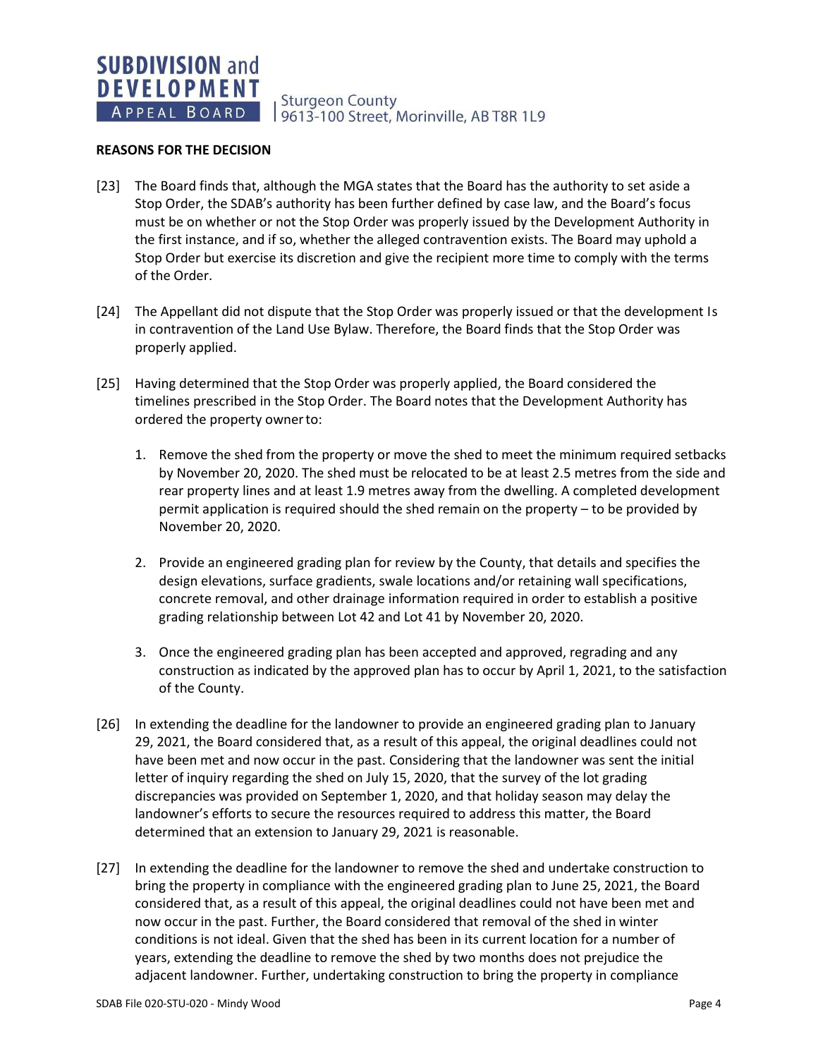**REASONS FOR THE DECISION**

[23] The Board finds that, although the MGA states that the Board has the authority to set aside a Stop Order, the SDAB's authority has been further defined by case law, and the Board's focus must be on whether or not the Stop Order was properly issued by the Development Authority in the first instance, and if so, whether the alleged contravention exists. The Board may uphold a Stop Order but exercise its discretion and give the recipient more time to comply with the terms of the Order.

[24] The Appellant did not dispute that the Stop Order was properly issued or that the development Is in contravention of the Land Use Bylaw. Therefore, the Board finds that the Stop Order was properly applied.

[25] Having determined that the Stop Order was properly applied, the Board considered the timelines prescribed in the Stop Order. The Board notes that the Development Authority has ordered the property owner to:

1. Remove the shed from the property or move the shed to meet the minimum required setbacks by November 20, 2020. The shed must be relocated to be at least 2.5 metres from the side and rear property lines and at least 1.9 metres away from the dwelling. A completed development permit application is required should the shed remain on the property – to be provided by November 20, 2020.

2. Provide an engineered grading plan for review by the County, that details and specifies the design elevations, surface gradients, swale locations and/or retaining wall specifications, concrete removal, and other drainage information required in order to establish a positive grading relationship between Lot 42 and Lot 41 by November 20, 2020.

3. Once the engineered grading plan has been accepted and approved, regrading and any construction as indicated by the approved plan has to occur by April 1, 2021, to the satisfaction of the County.

[26] In extending the deadline for the landowner to provide an engineered grading plan to January 29, 2021, the Board considered that, as a result of this appeal, the original deadlines could not have been met and now occur in the past. Considering that the landowner was sent the initial letter of inquiry regarding the shed on July 15, 2020, that the survey of the lot grading discrepancies was provided on September 1, 2020, and that holiday season may delay the landowner's efforts to secure the resources required to address this matter, the Board determined that an extension to January 29, 2021 is reasonable.

[27] In extending the deadline for the landowner to remove the shed and undertake construction to bring the property in compliance with the engineered grading plan to June 25, 2021, the Board considered that, as a result of this appeal, the original deadlines could not have been met and now occur in the past. Further, the Board considered that removal of the shed in winter conditions is not ideal. Given that the shed has been in its current location for a number of years, extending the deadline to remove the shed by two months does not prejudice the adjacent landowner. Further, undertaking construction to bring the property in compliance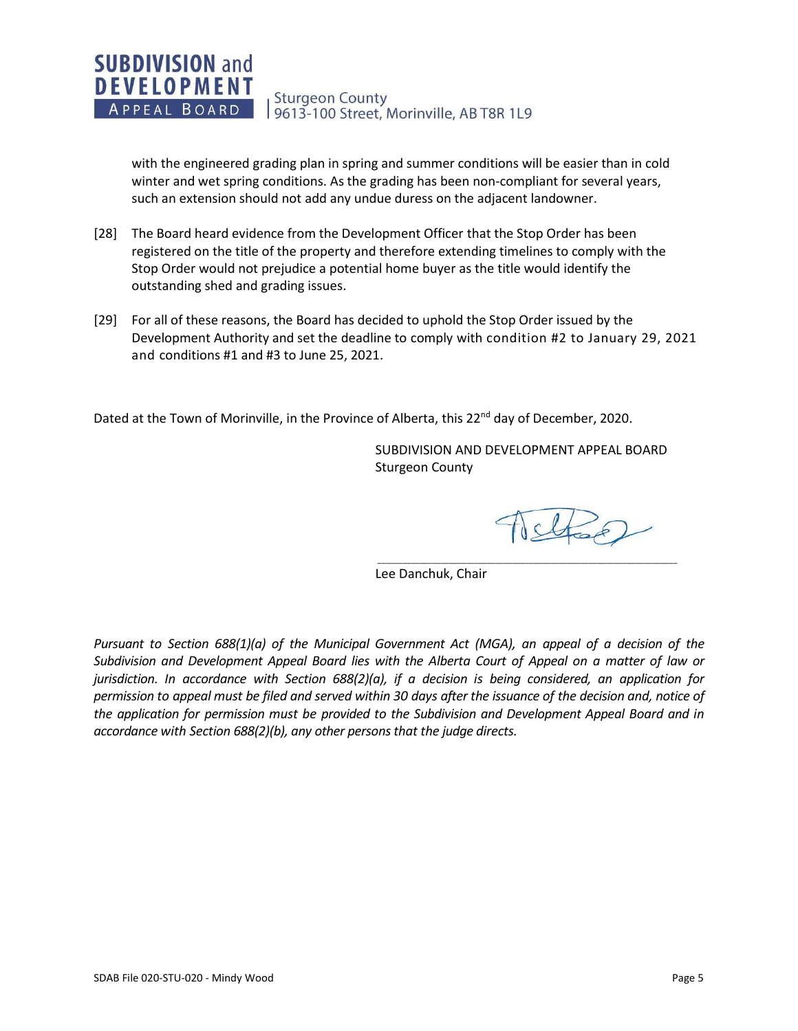with the engineered grading plan in spring and summer conditions will be easier than in cold winter and wet spring conditions. As the grading has been non-compliant for several years, such an extension should not add any undue duress on the adjacent landowner.

[28] The Board heard evidence from the Development Officer that the Stop Order has been registered on the title of the property and therefore extending timelines to comply with the Stop Order would not prejudice a potential home buyer as the title would identify the outstanding shed and grading issues.

[29] For all of these reasons, the Board has decided to uphold the Stop Order issued by the Development Authority and set the deadline to comply with condition #2 to January 29, 2021 and conditions #1 and #3 to June 25, 2021.

Dated at the Town of Morinville, in the Province of Alberta, this 22nd day of December, 2020.

SUBDIVISION AND DEVELOPMENT APPEAL BOARD
Sturgeon County

Lee Danchuk, Chair

*Pursuant to Section 688(1)(a) of the Municipal Government Act (MGA), an appeal of a decision of the Subdivision and Development Appeal Board lies with the Alberta Court of Appeal on a matter of law or jurisdiction. In accordance with Section 688(2)(a), if a decision is being considered, an application for permission to appeal must be filed and served within 30 days after the issuance of the decision and, notice of the application for permission must be provided to the Subdivision and Development Appeal Board and in accordance with Section 688(2)(b), any other persons that the judge directs.*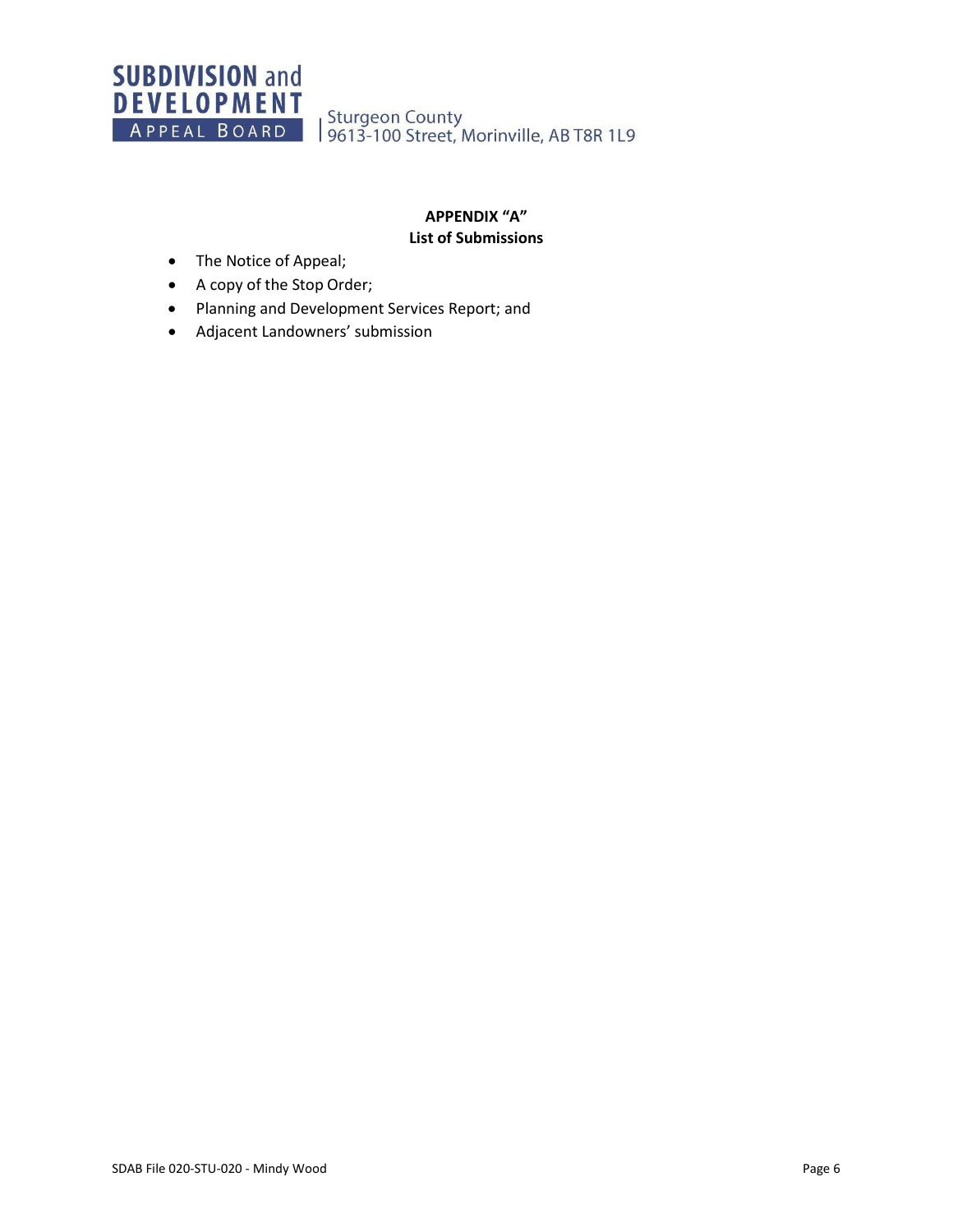## APPENDIX "A"
## List of Submissions

- The Notice of Appeal;
- A copy of the Stop Order;
- Planning and Development Services Report; and
- Adjacent Landowners' submission